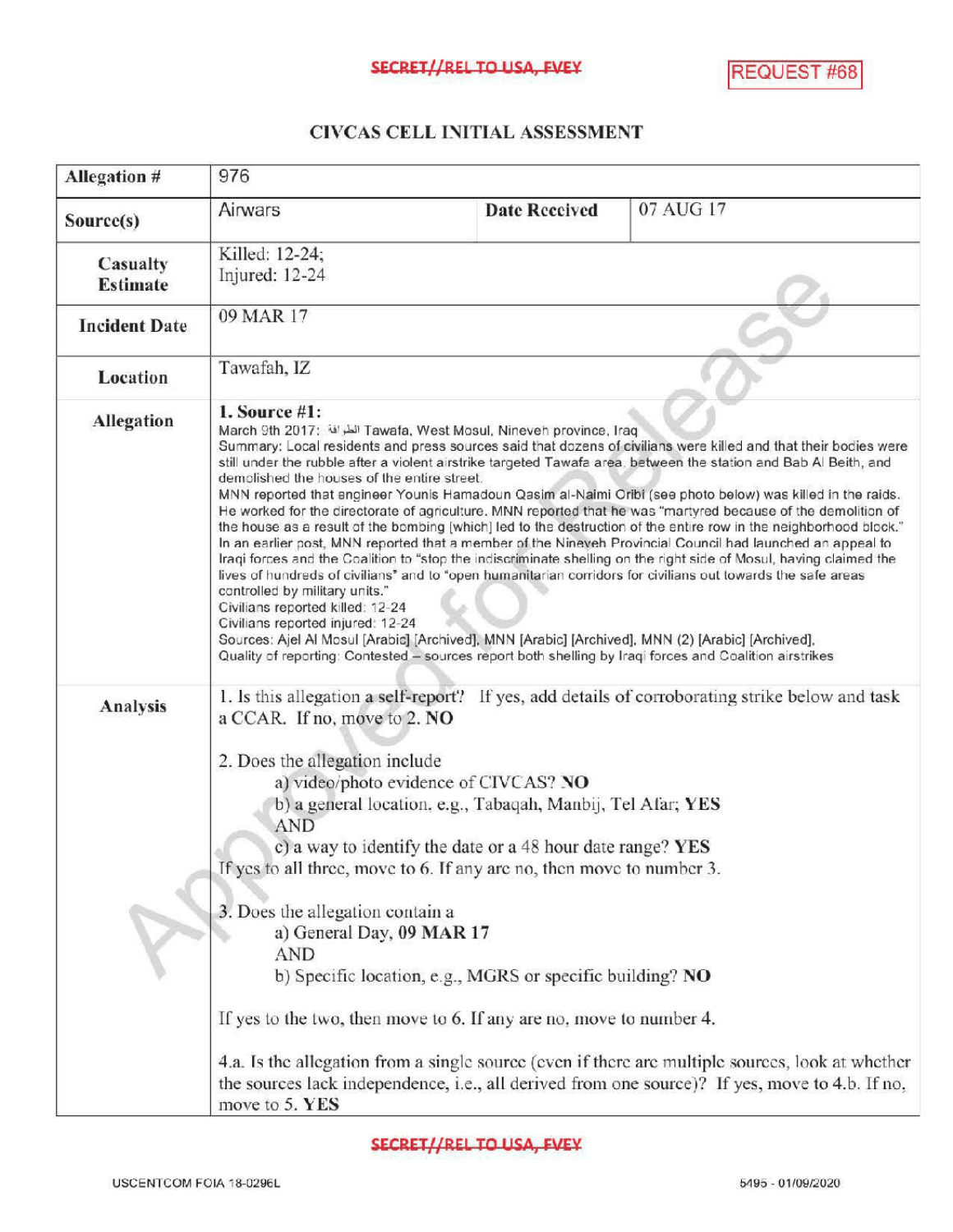SECRET//REL TO USA, FVEY

REQUEST #68

## CIVCAS CELL INITIAL ASSESSMENT

| Allegation # | 976 | | |
|---|---|---|---|
| Source(s) | Airwars | Date Received | 07 AUG 17 |
| Casualty Estimate | Killed: 12-24;<br>Injured: 12-24 | | |
| Incident Date | 09 MAR 17 | | |
| Location | Tawafah, IZ | | |
| Allegation | **1. Source #1:**<br>March 9th 2017: الطوافة Tawafa, West Mosul, Nineveh province, Iraq<br>Summary: Local residents and press sources said that dozens of civilians were killed and that their bodies were still under the rubble after a violent airstrike targeted Tawafa area, between the station and Bab Al Beith, and demolished the houses of the entire street.<br>MNN reported that engineer Younis Hamadoun Qasim al-Naimi Oribi (see photo below) was killed in the raids. He worked for the directorate of agriculture. MNN reported that he was "martyred because of the demolition of the house as a result of the bombing [which] led to the destruction of the entire row in the neighborhood block." In an earlier post, MNN reported that a member of the Nineveh Provincial Council had launched an appeal to Iraqi forces and the Coalition to "stop the indiscriminate shelling on the right side of Mosul, having claimed the lives of hundreds of civilians" and to "open humanitarian corridors for civilians out towards the safe areas controlled by military units."<br>Civilians reported killed: 12-24<br>Civilians reported injured: 12-24<br>Sources: Ajel Al Mosul [Arabic] [Archived], MNN [Arabic] [Archived], MNN (2) [Arabic] [Archived],<br>Quality of reporting: Contested – sources report both shelling by Iraqi forces and Coalition airstrikes | | |
| Analysis | 1. Is this allegation a self-report? If yes, add details of corroborating strike below and task a CCAR. If no, move to 2. **NO**<br><br>2. Does the allegation include<br>a) video/photo evidence of CIVCAS? **NO**<br>b) a general location, e.g., Tabaqah, Manbij, Tel Afar; **YES**<br>AND<br>c) a way to identify the date or a 48 hour date range? **YES**<br>If yes to all three, move to 6. If any are no, then move to number 3.<br><br>3. Does the allegation contain a<br>a) General Day, **09 MAR 17**<br>AND<br>b) Specific location, e.g., MGRS or specific building? **NO**<br><br>If yes to the two, then move to 6. If any are no, move to number 4.<br><br>4.a. Is the allegation from a single source (even if there are multiple sources, look at whether the sources lack independence, i.e., all derived from one source)? If yes, move to 4.b. If no, move to 5. **YES** | | |

SECRET//REL TO USA, FVEY

USCENTCOM FOIA 18-0296L 5495 - 01/09/2020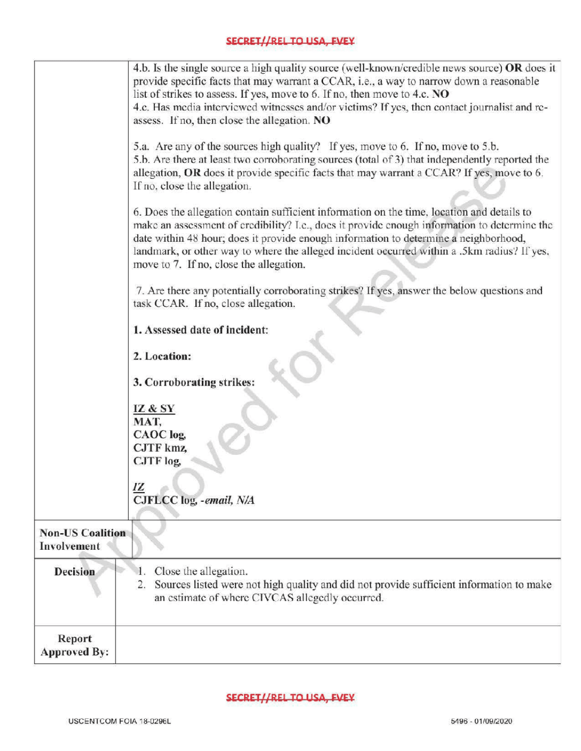| | |
|---|---|
| | 4.b. Is the single source a high quality source (well-known/credible news source) **OR** does it provide specific facts that may warrant a CCAR, i.e., a way to narrow down a reasonable list of strikes to assess. If yes, move to 6. If no, then move to 4.c. **NO**<br>4.c. Has media interviewed witnesses and/or victims? If yes, then contact journalist and re-assess. If no, then close the allegation. **NO**<br><br>5.a. Are any of the sources high quality? If yes, move to 6. If no, move to 5.b.<br>5.b. Are there at least two corroborating sources (total of 3) that independently reported the allegation, **OR** does it provide specific facts that may warrant a CCAR? If yes, move to 6. If no, close the allegation.<br><br>6. Does the allegation contain sufficient information on the time, location and details to make an assessment of credibility? I.e., does it provide enough information to determine the date within 48 hour; does it provide enough information to determine a neighborhood, landmark, or other way to where the alleged incident occurred within a .5km radius? If yes, move to 7. If no, close the allegation.<br><br>7. Are there any potentially corroborating strikes? If yes, answer the below questions and task CCAR. If no, close allegation.<br><br>**1. Assessed date of incident:**<br><br>**2. Location:**<br><br>**3. Corroborating strikes:**<br><br>**IZ & SY**<br>**MAT,**<br>**CAOC log,**<br>**CJTF kmz,**<br>**CJTF log,**<br><br>***IZ***<br>**CJFLCC log,** ***-email, N/A*** |
| **Non-US Coalition Involvement** | |
| **Decision** | 1. Close the allegation.<br>2. Sources listed were not high quality and did not provide sufficient information to make an estimate of where CIVCAS allegedly occurred. |
| **Report Approved By:** | |